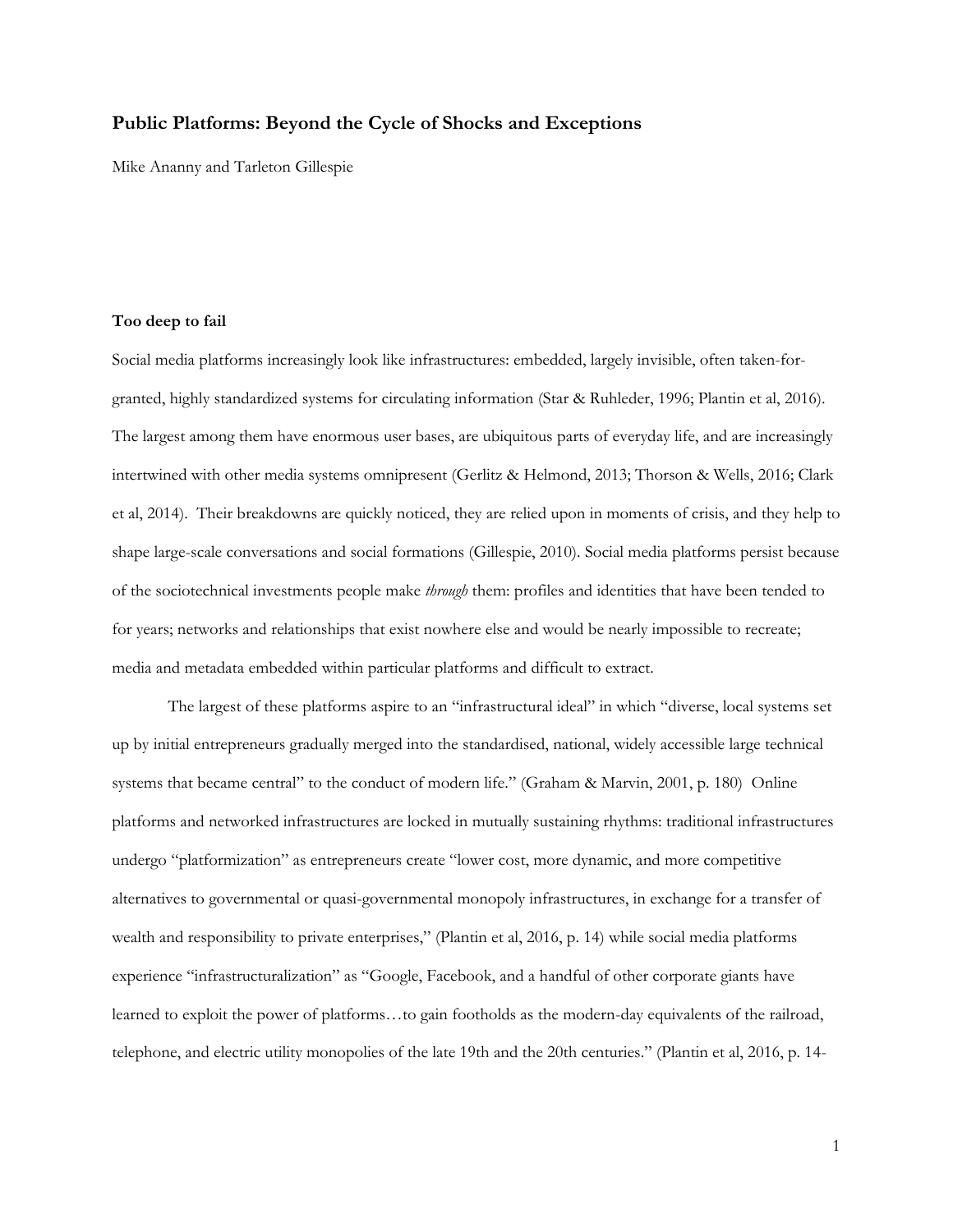# Public Platforms: Beyond the Cycle of Shocks and Exceptions

Mike Ananny and Tarleton Gillespie

## Too deep to fail

Social media platforms increasingly look like infrastructures: embedded, largely invisible, often taken-for-granted, highly standardized systems for circulating information (Star & Ruhleder, 1996; Plantin et al, 2016). The largest among them have enormous user bases, are ubiquitous parts of everyday life, and are increasingly intertwined with other media systems omnipresent (Gerlitz & Helmond, 2013; Thorson & Wells, 2016; Clark et al, 2014). Their breakdowns are quickly noticed, they are relied upon in moments of crisis, and they help to shape large-scale conversations and social formations (Gillespie, 2010). Social media platforms persist because of the sociotechnical investments people make *through* them: profiles and identities that have been tended to for years; networks and relationships that exist nowhere else and would be nearly impossible to recreate; media and metadata embedded within particular platforms and difficult to extract.

The largest of these platforms aspire to an "infrastructural ideal" in which "diverse, local systems set up by initial entrepreneurs gradually merged into the standardised, national, widely accessible large technical systems that became central" to the conduct of modern life." (Graham & Marvin, 2001, p. 180) Online platforms and networked infrastructures are locked in mutually sustaining rhythms: traditional infrastructures undergo "platformization" as entrepreneurs create "lower cost, more dynamic, and more competitive alternatives to governmental or quasi-governmental monopoly infrastructures, in exchange for a transfer of wealth and responsibility to private enterprises," (Plantin et al, 2016, p. 14) while social media platforms experience "infrastructuralization" as "Google, Facebook, and a handful of other corporate giants have learned to exploit the power of platforms…to gain footholds as the modern-day equivalents of the railroad, telephone, and electric utility monopolies of the late 19th and the 20th centuries." (Plantin et al, 2016, p. 14-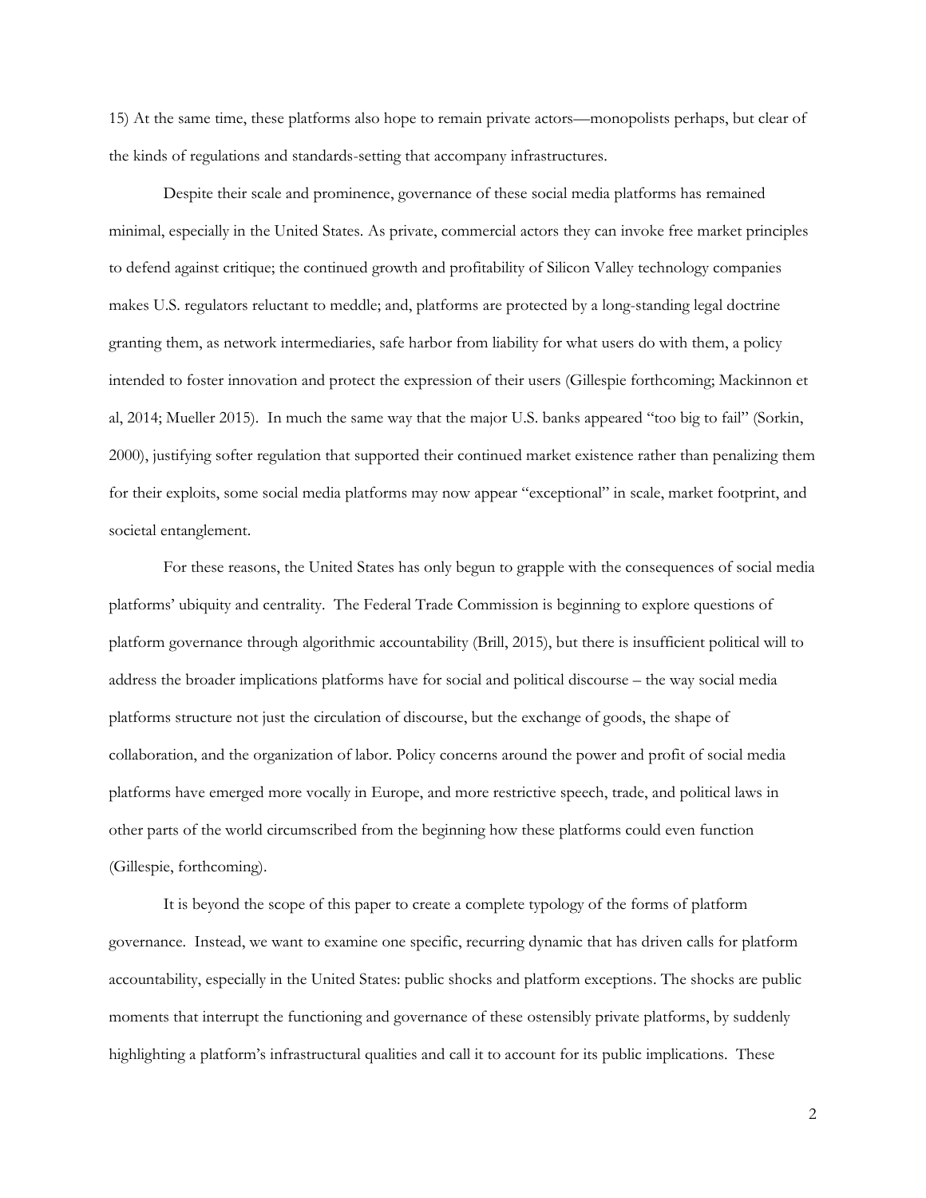15) At the same time, these platforms also hope to remain private actors—monopolists perhaps, but clear of the kinds of regulations and standards-setting that accompany infrastructures.

Despite their scale and prominence, governance of these social media platforms has remained minimal, especially in the United States. As private, commercial actors they can invoke free market principles to defend against critique; the continued growth and profitability of Silicon Valley technology companies makes U.S. regulators reluctant to meddle; and, platforms are protected by a long-standing legal doctrine granting them, as network intermediaries, safe harbor from liability for what users do with them, a policy intended to foster innovation and protect the expression of their users (Gillespie forthcoming; Mackinnon et al, 2014; Mueller 2015). In much the same way that the major U.S. banks appeared "too big to fail" (Sorkin, 2000), justifying softer regulation that supported their continued market existence rather than penalizing them for their exploits, some social media platforms may now appear "exceptional" in scale, market footprint, and societal entanglement.

For these reasons, the United States has only begun to grapple with the consequences of social media platforms' ubiquity and centrality. The Federal Trade Commission is beginning to explore questions of platform governance through algorithmic accountability (Brill, 2015), but there is insufficient political will to address the broader implications platforms have for social and political discourse – the way social media platforms structure not just the circulation of discourse, but the exchange of goods, the shape of collaboration, and the organization of labor. Policy concerns around the power and profit of social media platforms have emerged more vocally in Europe, and more restrictive speech, trade, and political laws in other parts of the world circumscribed from the beginning how these platforms could even function (Gillespie, forthcoming).

It is beyond the scope of this paper to create a complete typology of the forms of platform governance. Instead, we want to examine one specific, recurring dynamic that has driven calls for platform accountability, especially in the United States: public shocks and platform exceptions. The shocks are public moments that interrupt the functioning and governance of these ostensibly private platforms, by suddenly highlighting a platform's infrastructural qualities and call it to account for its public implications. These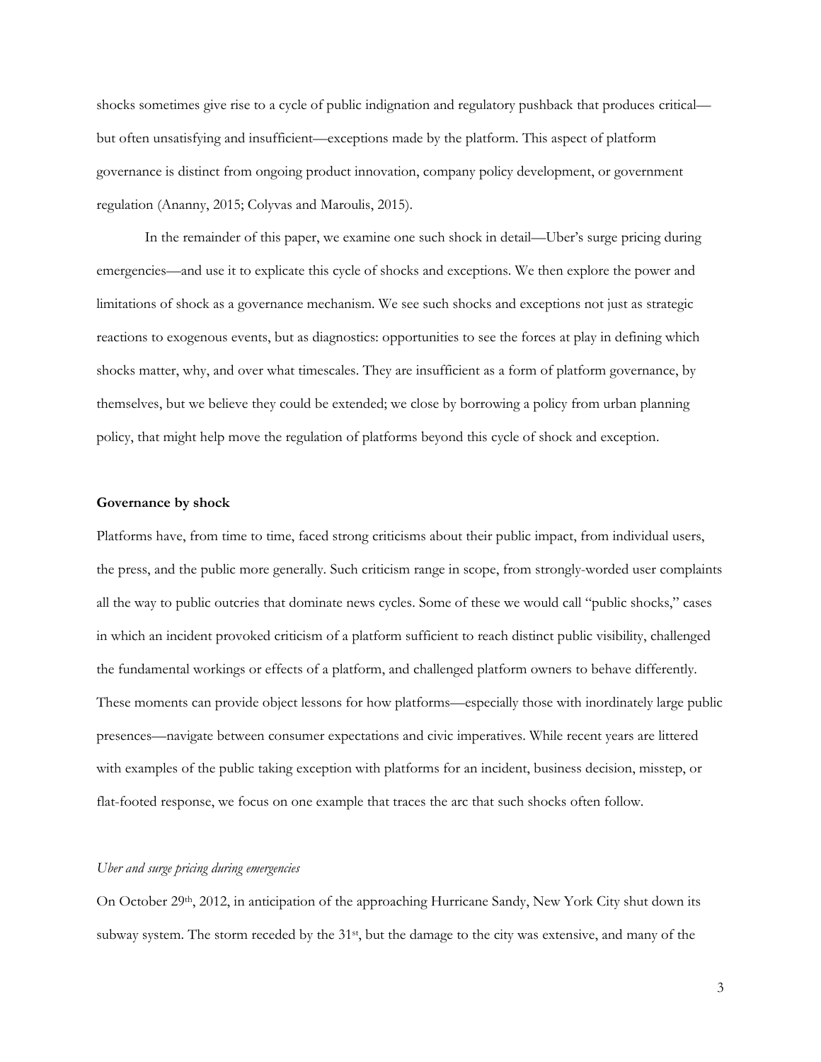shocks sometimes give rise to a cycle of public indignation and regulatory pushback that produces critical—but often unsatisfying and insufficient—exceptions made by the platform. This aspect of platform governance is distinct from ongoing product innovation, company policy development, or government regulation (Ananny, 2015; Colyvas and Maroulis, 2015).

In the remainder of this paper, we examine one such shock in detail—Uber's surge pricing during emergencies—and use it to explicate this cycle of shocks and exceptions. We then explore the power and limitations of shock as a governance mechanism. We see such shocks and exceptions not just as strategic reactions to exogenous events, but as diagnostics: opportunities to see the forces at play in defining which shocks matter, why, and over what timescales. They are insufficient as a form of platform governance, by themselves, but we believe they could be extended; we close by borrowing a policy from urban planning policy, that might help move the regulation of platforms beyond this cycle of shock and exception.

**Governance by shock**

Platforms have, from time to time, faced strong criticisms about their public impact, from individual users, the press, and the public more generally. Such criticism range in scope, from strongly-worded user complaints all the way to public outcries that dominate news cycles. Some of these we would call "public shocks," cases in which an incident provoked criticism of a platform sufficient to reach distinct public visibility, challenged the fundamental workings or effects of a platform, and challenged platform owners to behave differently. These moments can provide object lessons for how platforms—especially those with inordinately large public presences—navigate between consumer expectations and civic imperatives. While recent years are littered with examples of the public taking exception with platforms for an incident, business decision, misstep, or flat-footed response, we focus on one example that traces the arc that such shocks often follow.

*Uber and surge pricing during emergencies*

On October 29th, 2012, in anticipation of the approaching Hurricane Sandy, New York City shut down its subway system. The storm receded by the 31st, but the damage to the city was extensive, and many of the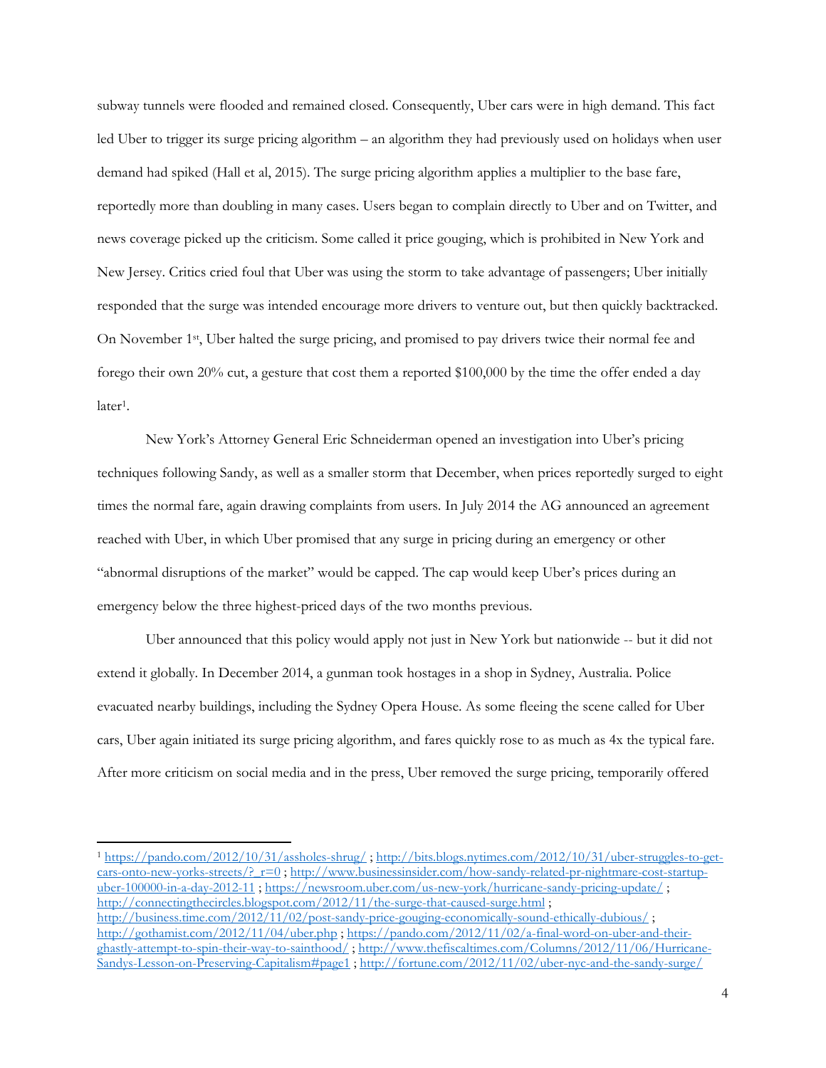subway tunnels were flooded and remained closed. Consequently, Uber cars were in high demand. This fact led Uber to trigger its surge pricing algorithm – an algorithm they had previously used on holidays when user demand had spiked (Hall et al, 2015). The surge pricing algorithm applies a multiplier to the base fare, reportedly more than doubling in many cases. Users began to complain directly to Uber and on Twitter, and news coverage picked up the criticism. Some called it price gouging, which is prohibited in New York and New Jersey. Critics cried foul that Uber was using the storm to take advantage of passengers; Uber initially responded that the surge was intended encourage more drivers to venture out, but then quickly backtracked. On November 1st, Uber halted the surge pricing, and promised to pay drivers twice their normal fee and forego their own 20% cut, a gesture that cost them a reported $100,000 by the time the offer ended a day later[1].

New York's Attorney General Eric Schneiderman opened an investigation into Uber's pricing techniques following Sandy, as well as a smaller storm that December, when prices reportedly surged to eight times the normal fare, again drawing complaints from users. In July 2014 the AG announced an agreement reached with Uber, in which Uber promised that any surge in pricing during an emergency or other "abnormal disruptions of the market" would be capped. The cap would keep Uber's prices during an emergency below the three highest-priced days of the two months previous.

Uber announced that this policy would apply not just in New York but nationwide -- but it did not extend it globally. In December 2014, a gunman took hostages in a shop in Sydney, Australia. Police evacuated nearby buildings, including the Sydney Opera House. As some fleeing the scene called for Uber cars, Uber again initiated its surge pricing algorithm, and fares quickly rose to as much as 4x the typical fare. After more criticism on social media and in the press, Uber removed the surge pricing, temporarily offered

---

[1] https://pando.com/2012/10/31/assholes-shrug/ ; http://bits.blogs.nytimes.com/2012/10/31/uber-struggles-to-get-cars-onto-new-yorks-streets/?_r=0 ; http://www.businessinsider.com/how-sandy-related-pr-nightmare-cost-startup-uber-100000-in-a-day-2012-11 ; https://newsroom.uber.com/us-new-york/hurricane-sandy-pricing-update/ ; http://connectingthecircles.blogspot.com/2012/11/the-surge-that-caused-surge.html ; http://business.time.com/2012/11/02/post-sandy-price-gouging-economically-sound-ethically-dubious/ ; http://gothamist.com/2012/11/04/uber.php ; https://pando.com/2012/11/02/a-final-word-on-uber-and-their-ghastly-attempt-to-spin-their-way-to-sainthood/ ; http://www.thefiscaltimes.com/Columns/2012/11/06/Hurricane-Sandys-Lesson-on-Preserving-Capitalism#page1 ; http://fortune.com/2012/11/02/uber-nyc-and-the-sandy-surge/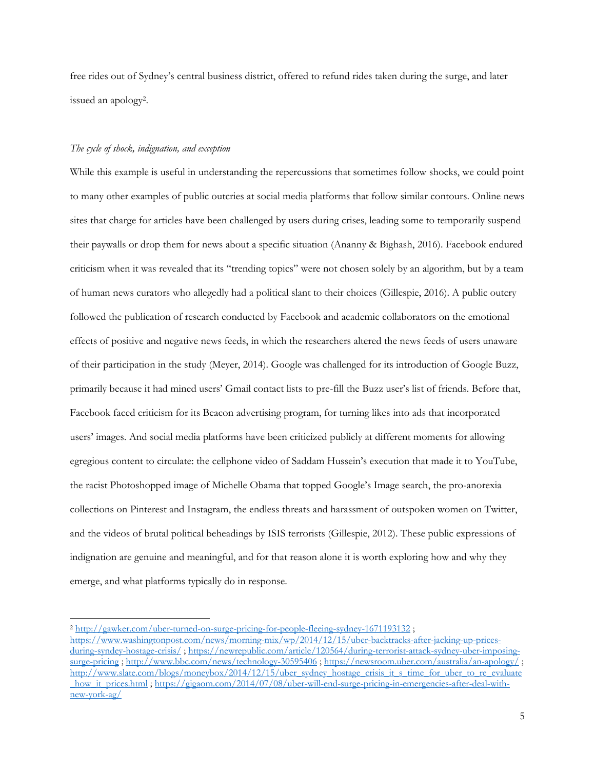free rides out of Sydney's central business district, offered to refund rides taken during the surge, and later issued an apology[2].

*The cycle of shock, indignation, and exception*

While this example is useful in understanding the repercussions that sometimes follow shocks, we could point to many other examples of public outcries at social media platforms that follow similar contours. Online news sites that charge for articles have been challenged by users during crises, leading some to temporarily suspend their paywalls or drop them for news about a specific situation (Ananny & Bighash, 2016). Facebook endured criticism when it was revealed that its "trending topics" were not chosen solely by an algorithm, but by a team of human news curators who allegedly had a political slant to their choices (Gillespie, 2016). A public outcry followed the publication of research conducted by Facebook and academic collaborators on the emotional effects of positive and negative news feeds, in which the researchers altered the news feeds of users unaware of their participation in the study (Meyer, 2014). Google was challenged for its introduction of Google Buzz, primarily because it had mined users' Gmail contact lists to pre-fill the Buzz user's list of friends. Before that, Facebook faced criticism for its Beacon advertising program, for turning likes into ads that incorporated users' images. And social media platforms have been criticized publicly at different moments for allowing egregious content to circulate: the cellphone video of Saddam Hussein's execution that made it to YouTube, the racist Photoshopped image of Michelle Obama that topped Google's Image search, the pro-anorexia collections on Pinterest and Instagram, the endless threats and harassment of outspoken women on Twitter, and the videos of brutal political beheadings by ISIS terrorists (Gillespie, 2012). These public expressions of indignation are genuine and meaningful, and for that reason alone it is worth exploring how and why they emerge, and what platforms typically do in response.

---

[2] http://gawker.com/uber-turned-on-surge-pricing-for-people-fleeing-sydney-1671193132 ; https://www.washingtonpost.com/news/morning-mix/wp/2014/12/15/uber-backtracks-after-jacking-up-prices-during-syndey-hostage-crisis/ ; https://newrepublic.com/article/120564/during-terrorist-attack-sydney-uber-imposing-surge-pricing ; http://www.bbc.com/news/technology-30595406 ; https://newsroom.uber.com/australia/an-apology/ ; http://www.slate.com/blogs/moneybox/2014/12/15/uber_sydney_hostage_crisis_it_s_time_for_uber_to_re_evaluate_how_it_prices.html ; https://gigaom.com/2014/07/08/uber-will-end-surge-pricing-in-emergencies-after-deal-with-new-york-ag/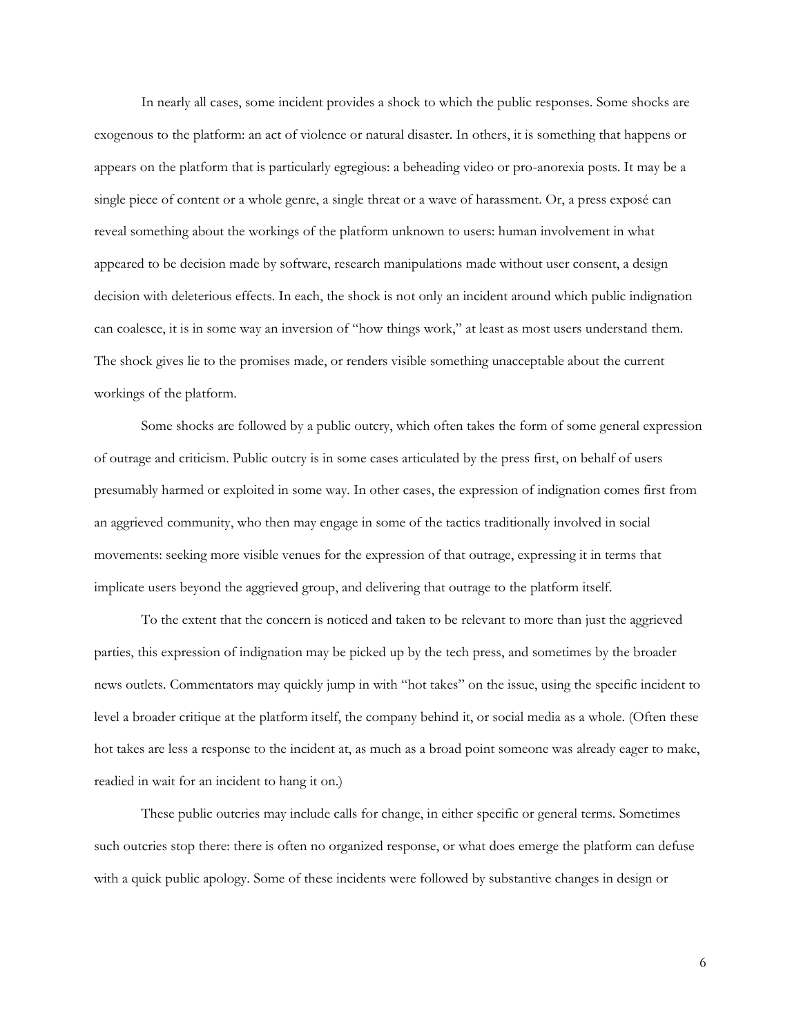In nearly all cases, some incident provides a shock to which the public responses. Some shocks are exogenous to the platform: an act of violence or natural disaster. In others, it is something that happens or appears on the platform that is particularly egregious: a beheading video or pro-anorexia posts. It may be a single piece of content or a whole genre, a single threat or a wave of harassment. Or, a press exposé can reveal something about the workings of the platform unknown to users: human involvement in what appeared to be decision made by software, research manipulations made without user consent, a design decision with deleterious effects. In each, the shock is not only an incident around which public indignation can coalesce, it is in some way an inversion of "how things work," at least as most users understand them. The shock gives lie to the promises made, or renders visible something unacceptable about the current workings of the platform.

Some shocks are followed by a public outcry, which often takes the form of some general expression of outrage and criticism. Public outcry is in some cases articulated by the press first, on behalf of users presumably harmed or exploited in some way. In other cases, the expression of indignation comes first from an aggrieved community, who then may engage in some of the tactics traditionally involved in social movements: seeking more visible venues for the expression of that outrage, expressing it in terms that implicate users beyond the aggrieved group, and delivering that outrage to the platform itself.

To the extent that the concern is noticed and taken to be relevant to more than just the aggrieved parties, this expression of indignation may be picked up by the tech press, and sometimes by the broader news outlets. Commentators may quickly jump in with "hot takes" on the issue, using the specific incident to level a broader critique at the platform itself, the company behind it, or social media as a whole. (Often these hot takes are less a response to the incident at, as much as a broad point someone was already eager to make, readied in wait for an incident to hang it on.)

These public outcries may include calls for change, in either specific or general terms. Sometimes such outcries stop there: there is often no organized response, or what does emerge the platform can defuse with a quick public apology. Some of these incidents were followed by substantive changes in design or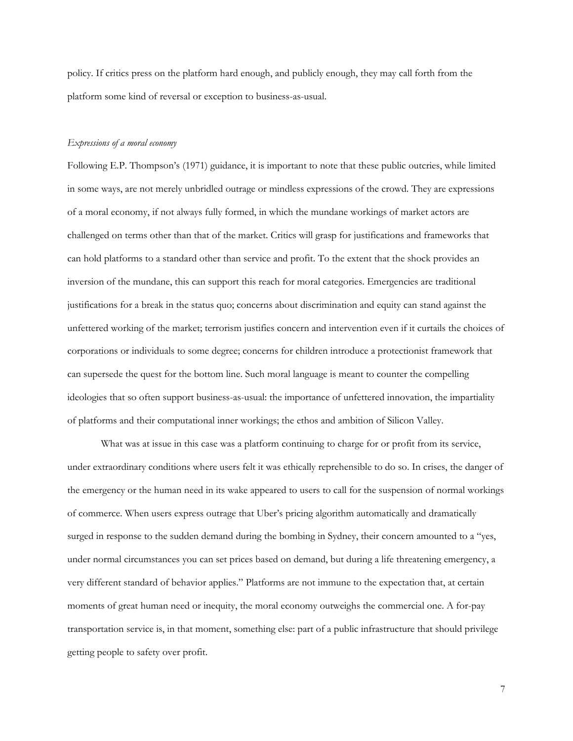policy. If critics press on the platform hard enough, and publicly enough, they may call forth from the platform some kind of reversal or exception to business-as-usual.

### *Expressions of a moral economy*

Following E.P. Thompson's (1971) guidance, it is important to note that these public outcries, while limited in some ways, are not merely unbridled outrage or mindless expressions of the crowd. They are expressions of a moral economy, if not always fully formed, in which the mundane workings of market actors are challenged on terms other than that of the market. Critics will grasp for justifications and frameworks that can hold platforms to a standard other than service and profit. To the extent that the shock provides an inversion of the mundane, this can support this reach for moral categories. Emergencies are traditional justifications for a break in the status quo; concerns about discrimination and equity can stand against the unfettered working of the market; terrorism justifies concern and intervention even if it curtails the choices of corporations or individuals to some degree; concerns for children introduce a protectionist framework that can supersede the quest for the bottom line. Such moral language is meant to counter the compelling ideologies that so often support business-as-usual: the importance of unfettered innovation, the impartiality of platforms and their computational inner workings; the ethos and ambition of Silicon Valley.

What was at issue in this case was a platform continuing to charge for or profit from its service, under extraordinary conditions where users felt it was ethically reprehensible to do so. In crises, the danger of the emergency or the human need in its wake appeared to users to call for the suspension of normal workings of commerce. When users express outrage that Uber's pricing algorithm automatically and dramatically surged in response to the sudden demand during the bombing in Sydney, their concern amounted to a "yes, under normal circumstances you can set prices based on demand, but during a life threatening emergency, a very different standard of behavior applies." Platforms are not immune to the expectation that, at certain moments of great human need or inequity, the moral economy outweighs the commercial one. A for-pay transportation service is, in that moment, something else: part of a public infrastructure that should privilege getting people to safety over profit.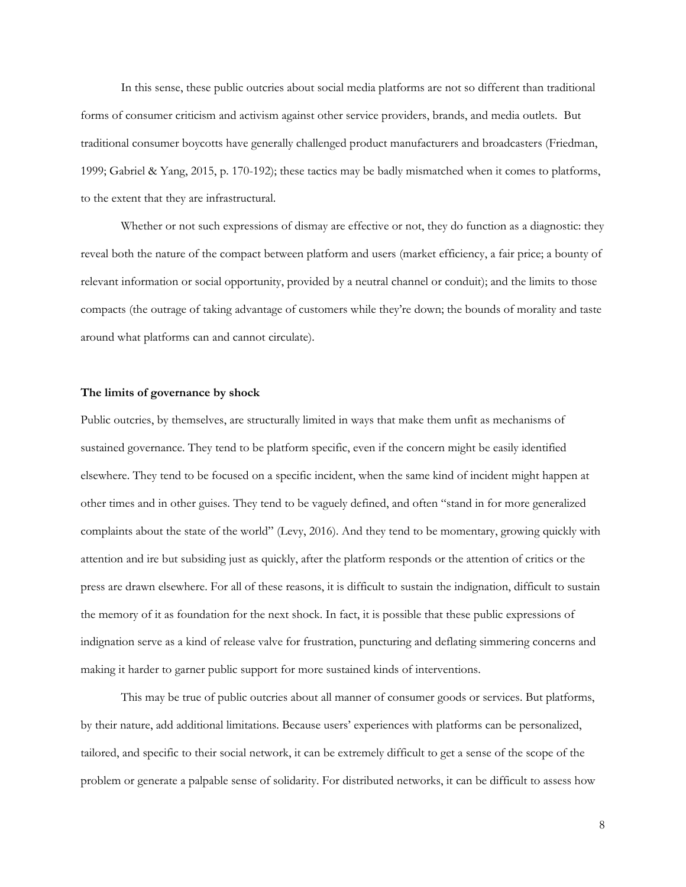In this sense, these public outcries about social media platforms are not so different than traditional forms of consumer criticism and activism against other service providers, brands, and media outlets. But traditional consumer boycotts have generally challenged product manufacturers and broadcasters (Friedman, 1999; Gabriel & Yang, 2015, p. 170-192); these tactics may be badly mismatched when it comes to platforms, to the extent that they are infrastructural.

Whether or not such expressions of dismay are effective or not, they do function as a diagnostic: they reveal both the nature of the compact between platform and users (market efficiency, a fair price; a bounty of relevant information or social opportunity, provided by a neutral channel or conduit); and the limits to those compacts (the outrage of taking advantage of customers while they're down; the bounds of morality and taste around what platforms can and cannot circulate).

**The limits of governance by shock**

Public outcries, by themselves, are structurally limited in ways that make them unfit as mechanisms of sustained governance. They tend to be platform specific, even if the concern might be easily identified elsewhere. They tend to be focused on a specific incident, when the same kind of incident might happen at other times and in other guises. They tend to be vaguely defined, and often "stand in for more generalized complaints about the state of the world" (Levy, 2016). And they tend to be momentary, growing quickly with attention and ire but subsiding just as quickly, after the platform responds or the attention of critics or the press are drawn elsewhere. For all of these reasons, it is difficult to sustain the indignation, difficult to sustain the memory of it as foundation for the next shock. In fact, it is possible that these public expressions of indignation serve as a kind of release valve for frustration, puncturing and deflating simmering concerns and making it harder to garner public support for more sustained kinds of interventions.

This may be true of public outcries about all manner of consumer goods or services. But platforms, by their nature, add additional limitations. Because users' experiences with platforms can be personalized, tailored, and specific to their social network, it can be extremely difficult to get a sense of the scope of the problem or generate a palpable sense of solidarity. For distributed networks, it can be difficult to assess how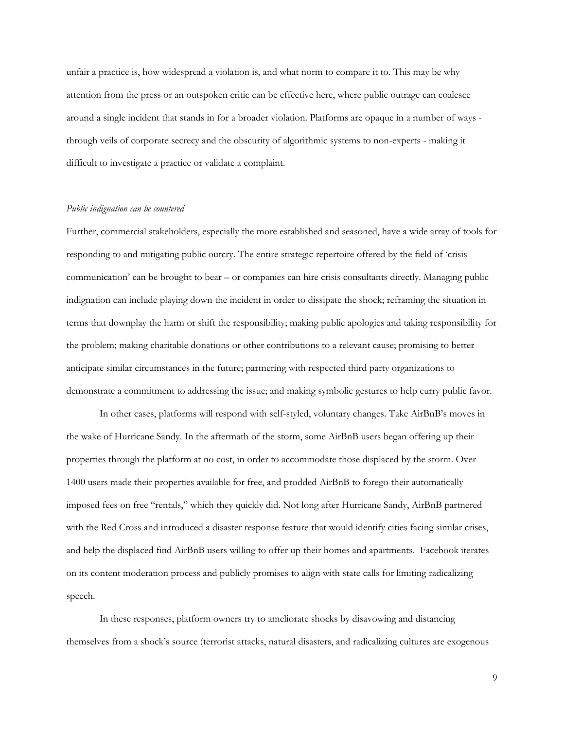unfair a practice is, how widespread a violation is, and what norm to compare it to. This may be why attention from the press or an outspoken critic can be effective here, where public outrage can coalesce around a single incident that stands in for a broader violation. Platforms are opaque in a number of ways - through veils of corporate secrecy and the obscurity of algorithmic systems to non-experts - making it difficult to investigate a practice or validate a complaint.

*Public indignation can be countered*

Further, commercial stakeholders, especially the more established and seasoned, have a wide array of tools for responding to and mitigating public outcry. The entire strategic repertoire offered by the field of 'crisis communication' can be brought to bear – or companies can hire crisis consultants directly. Managing public indignation can include playing down the incident in order to dissipate the shock; reframing the situation in terms that downplay the harm or shift the responsibility; making public apologies and taking responsibility for the problem; making charitable donations or other contributions to a relevant cause; promising to better anticipate similar circumstances in the future; partnering with respected third party organizations to demonstrate a commitment to addressing the issue; and making symbolic gestures to help curry public favor.

In other cases, platforms will respond with self-styled, voluntary changes. Take AirBnB's moves in the wake of Hurricane Sandy. In the aftermath of the storm, some AirBnB users began offering up their properties through the platform at no cost, in order to accommodate those displaced by the storm. Over 1400 users made their properties available for free, and prodded AirBnB to forego their automatically imposed fees on free "rentals," which they quickly did. Not long after Hurricane Sandy, AirBnB partnered with the Red Cross and introduced a disaster response feature that would identify cities facing similar crises, and help the displaced find AirBnB users willing to offer up their homes and apartments. Facebook iterates on its content moderation process and publicly promises to align with state calls for limiting radicalizing speech.

In these responses, platform owners try to ameliorate shocks by disavowing and distancing themselves from a shock's source (terrorist attacks, natural disasters, and radicalizing cultures are exogenous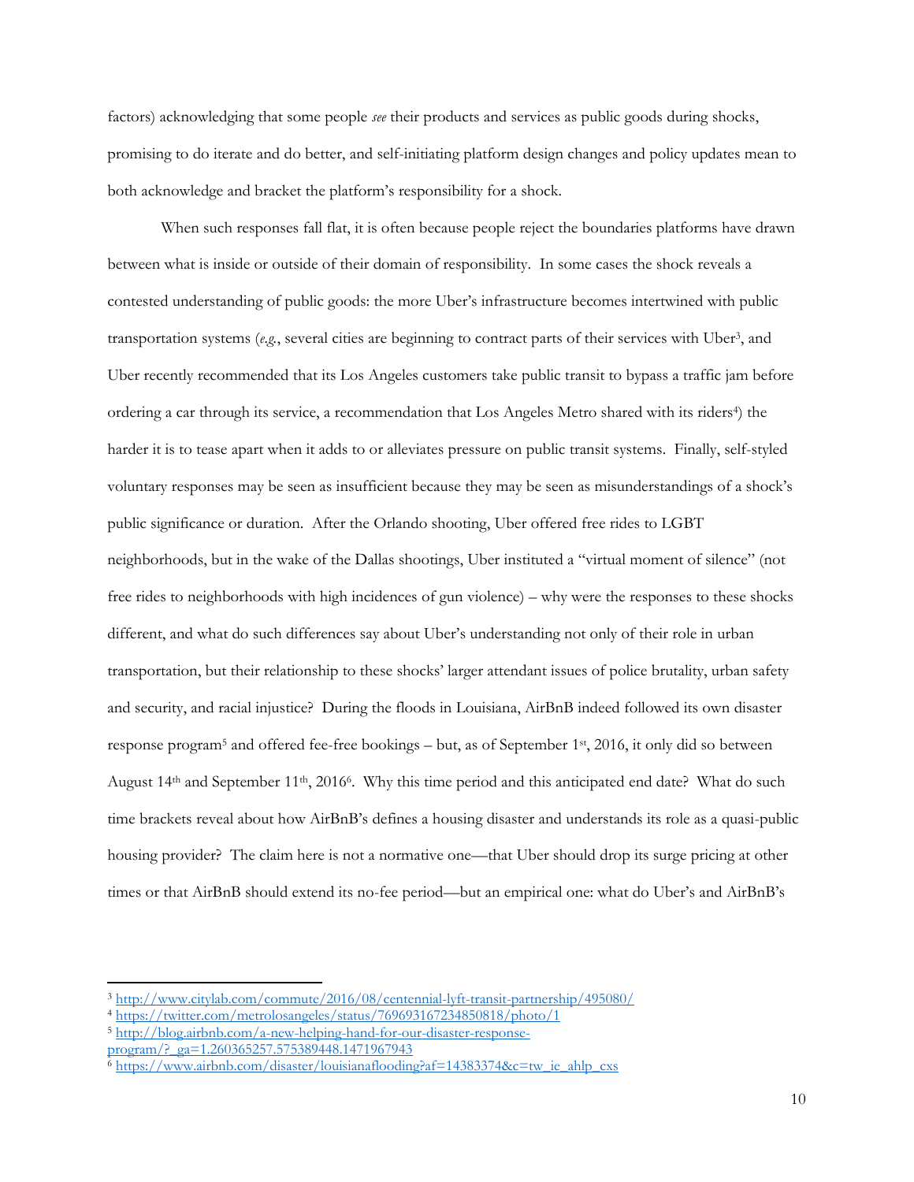factors) acknowledging that some people *see* their products and services as public goods during shocks, promising to do iterate and do better, and self-initiating platform design changes and policy updates mean to both acknowledge and bracket the platform's responsibility for a shock.

When such responses fall flat, it is often because people reject the boundaries platforms have drawn between what is inside or outside of their domain of responsibility. In some cases the shock reveals a contested understanding of public goods: the more Uber's infrastructure becomes intertwined with public transportation systems (*e.g.*, several cities are beginning to contract parts of their services with Uber[3], and Uber recently recommended that its Los Angeles customers take public transit to bypass a traffic jam before ordering a car through its service, a recommendation that Los Angeles Metro shared with its riders[4]) the harder it is to tease apart when it adds to or alleviates pressure on public transit systems. Finally, self-styled voluntary responses may be seen as insufficient because they may be seen as misunderstandings of a shock's public significance or duration. After the Orlando shooting, Uber offered free rides to LGBT neighborhoods, but in the wake of the Dallas shootings, Uber instituted a "virtual moment of silence" (not free rides to neighborhoods with high incidences of gun violence) – why were the responses to these shocks different, and what do such differences say about Uber's understanding not only of their role in urban transportation, but their relationship to these shocks' larger attendant issues of police brutality, urban safety and security, and racial injustice? During the floods in Louisiana, AirBnB indeed followed its own disaster response program[5] and offered fee-free bookings – but, as of September 1st, 2016, it only did so between August 14th and September 11th, 2016[6]. Why this time period and this anticipated end date? What do such time brackets reveal about how AirBnB's defines a housing disaster and understands its role as a quasi-public housing provider? The claim here is not a normative one—that Uber should drop its surge pricing at other times or that AirBnB should extend its no-fee period—but an empirical one: what do Uber's and AirBnB's

---

[3] http://www.citylab.com/commute/2016/08/centennial-lyft-transit-partnership/495080/

[4] https://twitter.com/metrolosangeles/status/769693167234850818/photo/1

[5] http://blog.airbnb.com/a-new-helping-hand-for-our-disaster-response-program/?_ga=1.260365257.575389448.1471967943

[6] https://www.airbnb.com/disaster/louisianaflooding?af=14383374&c=tw_ie_ahlp_cxs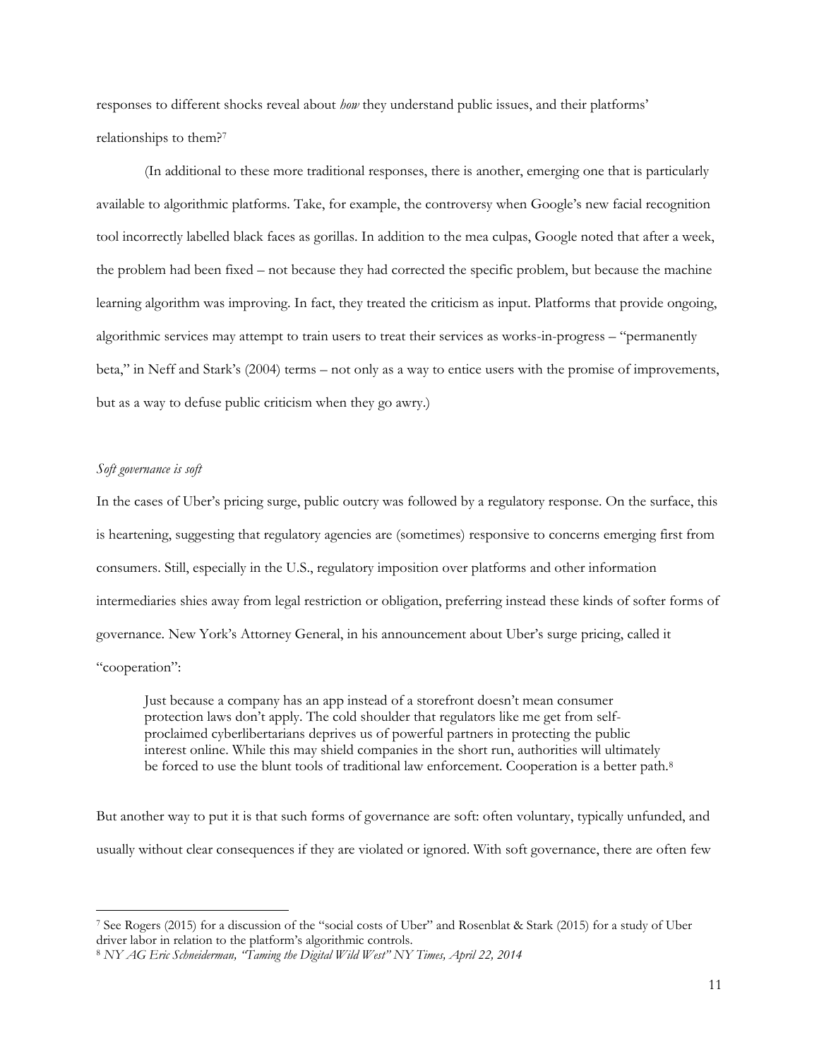responses to different shocks reveal about *how* they understand public issues, and their platforms' relationships to them?[7]

(In additional to these more traditional responses, there is another, emerging one that is particularly available to algorithmic platforms. Take, for example, the controversy when Google's new facial recognition tool incorrectly labelled black faces as gorillas. In addition to the mea culpas, Google noted that after a week, the problem had been fixed – not because they had corrected the specific problem, but because the machine learning algorithm was improving. In fact, they treated the criticism as input. Platforms that provide ongoing, algorithmic services may attempt to train users to treat their services as works-in-progress – "permanently beta," in Neff and Stark's (2004) terms – not only as a way to entice users with the promise of improvements, but as a way to defuse public criticism when they go awry.)

### *Soft governance is soft*

In the cases of Uber's pricing surge, public outcry was followed by a regulatory response. On the surface, this is heartening, suggesting that regulatory agencies are (sometimes) responsive to concerns emerging first from consumers. Still, especially in the U.S., regulatory imposition over platforms and other information intermediaries shies away from legal restriction or obligation, preferring instead these kinds of softer forms of governance. New York's Attorney General, in his announcement about Uber's surge pricing, called it "cooperation":

> Just because a company has an app instead of a storefront doesn't mean consumer protection laws don't apply. The cold shoulder that regulators like me get from self-proclaimed cyberlibertarians deprives us of powerful partners in protecting the public interest online. While this may shield companies in the short run, authorities will ultimately be forced to use the blunt tools of traditional law enforcement. Cooperation is a better path.[8]

But another way to put it is that such forms of governance are soft: often voluntary, typically unfunded, and usually without clear consequences if they are violated or ignored. With soft governance, there are often few

---

[7] See Rogers (2015) for a discussion of the "social costs of Uber" and Rosenblat & Stark (2015) for a study of Uber driver labor in relation to the platform's algorithmic controls.

[8] *NY AG Eric Schneiderman, "Taming the Digital Wild West" NY Times, April 22, 2014*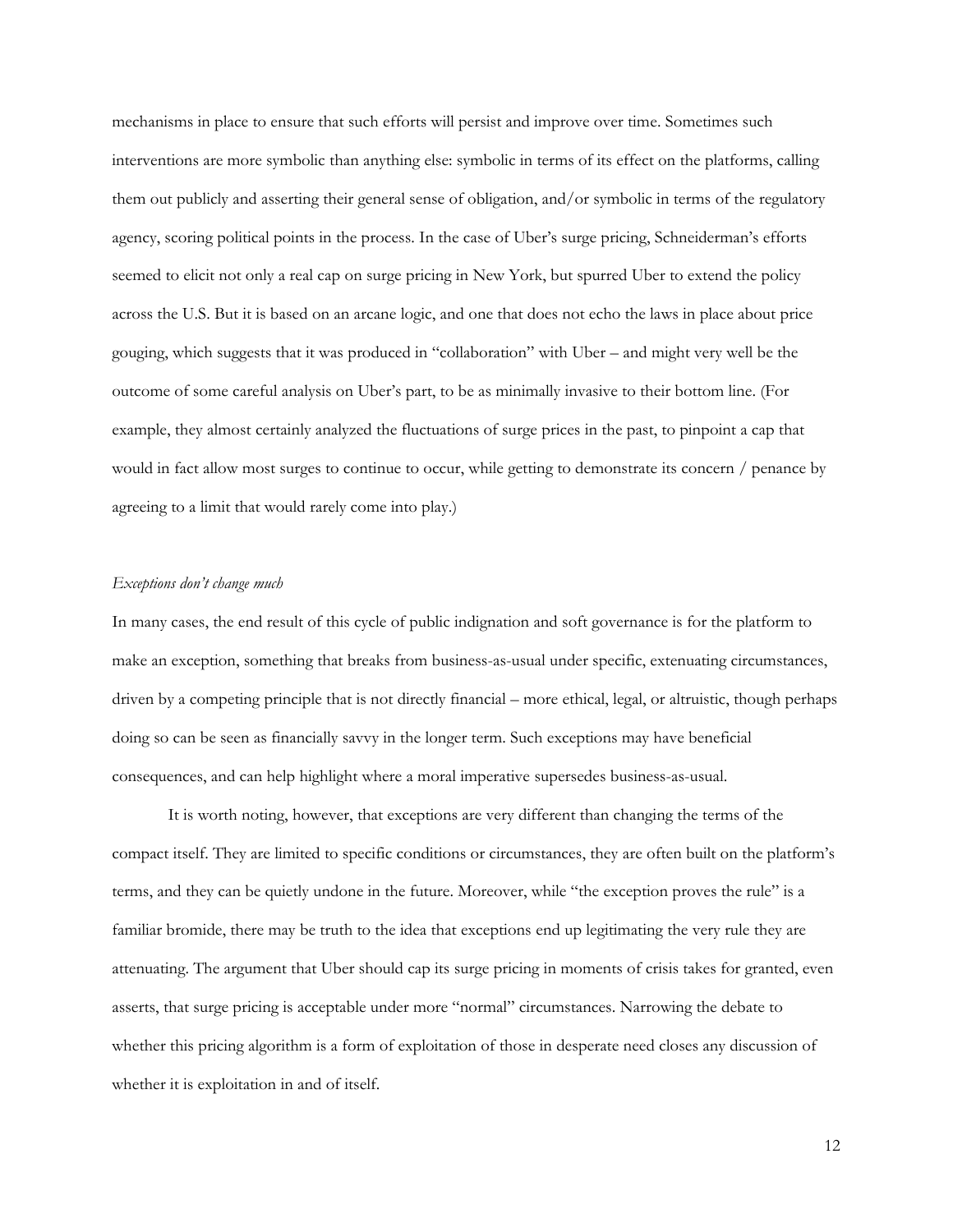mechanisms in place to ensure that such efforts will persist and improve over time. Sometimes such interventions are more symbolic than anything else: symbolic in terms of its effect on the platforms, calling them out publicly and asserting their general sense of obligation, and/or symbolic in terms of the regulatory agency, scoring political points in the process. In the case of Uber's surge pricing, Schneiderman's efforts seemed to elicit not only a real cap on surge pricing in New York, but spurred Uber to extend the policy across the U.S. But it is based on an arcane logic, and one that does not echo the laws in place about price gouging, which suggests that it was produced in "collaboration" with Uber – and might very well be the outcome of some careful analysis on Uber's part, to be as minimally invasive to their bottom line. (For example, they almost certainly analyzed the fluctuations of surge prices in the past, to pinpoint a cap that would in fact allow most surges to continue to occur, while getting to demonstrate its concern / penance by agreeing to a limit that would rarely come into play.)

*Exceptions don't change much*

In many cases, the end result of this cycle of public indignation and soft governance is for the platform to make an exception, something that breaks from business-as-usual under specific, extenuating circumstances, driven by a competing principle that is not directly financial – more ethical, legal, or altruistic, though perhaps doing so can be seen as financially savvy in the longer term. Such exceptions may have beneficial consequences, and can help highlight where a moral imperative supersedes business-as-usual.

It is worth noting, however, that exceptions are very different than changing the terms of the compact itself. They are limited to specific conditions or circumstances, they are often built on the platform's terms, and they can be quietly undone in the future. Moreover, while "the exception proves the rule" is a familiar bromide, there may be truth to the idea that exceptions end up legitimating the very rule they are attenuating. The argument that Uber should cap its surge pricing in moments of crisis takes for granted, even asserts, that surge pricing is acceptable under more "normal" circumstances. Narrowing the debate to whether this pricing algorithm is a form of exploitation of those in desperate need closes any discussion of whether it is exploitation in and of itself.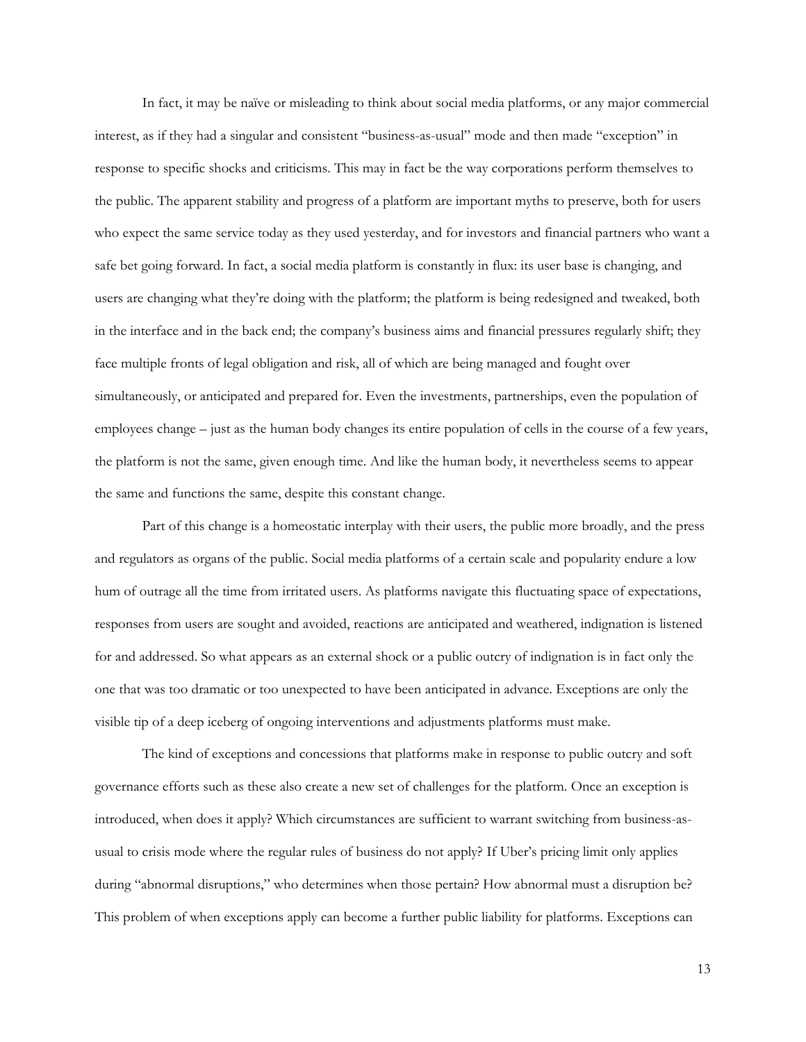In fact, it may be naïve or misleading to think about social media platforms, or any major commercial interest, as if they had a singular and consistent "business-as-usual" mode and then made "exception" in response to specific shocks and criticisms. This may in fact be the way corporations perform themselves to the public. The apparent stability and progress of a platform are important myths to preserve, both for users who expect the same service today as they used yesterday, and for investors and financial partners who want a safe bet going forward. In fact, a social media platform is constantly in flux: its user base is changing, and users are changing what they're doing with the platform; the platform is being redesigned and tweaked, both in the interface and in the back end; the company's business aims and financial pressures regularly shift; they face multiple fronts of legal obligation and risk, all of which are being managed and fought over simultaneously, or anticipated and prepared for. Even the investments, partnerships, even the population of employees change – just as the human body changes its entire population of cells in the course of a few years, the platform is not the same, given enough time. And like the human body, it nevertheless seems to appear the same and functions the same, despite this constant change.

Part of this change is a homeostatic interplay with their users, the public more broadly, and the press and regulators as organs of the public. Social media platforms of a certain scale and popularity endure a low hum of outrage all the time from irritated users. As platforms navigate this fluctuating space of expectations, responses from users are sought and avoided, reactions are anticipated and weathered, indignation is listened for and addressed. So what appears as an external shock or a public outcry of indignation is in fact only the one that was too dramatic or too unexpected to have been anticipated in advance. Exceptions are only the visible tip of a deep iceberg of ongoing interventions and adjustments platforms must make.

The kind of exceptions and concessions that platforms make in response to public outcry and soft governance efforts such as these also create a new set of challenges for the platform. Once an exception is introduced, when does it apply? Which circumstances are sufficient to warrant switching from business-as-usual to crisis mode where the regular rules of business do not apply? If Uber's pricing limit only applies during "abnormal disruptions," who determines when those pertain? How abnormal must a disruption be? This problem of when exceptions apply can become a further public liability for platforms. Exceptions can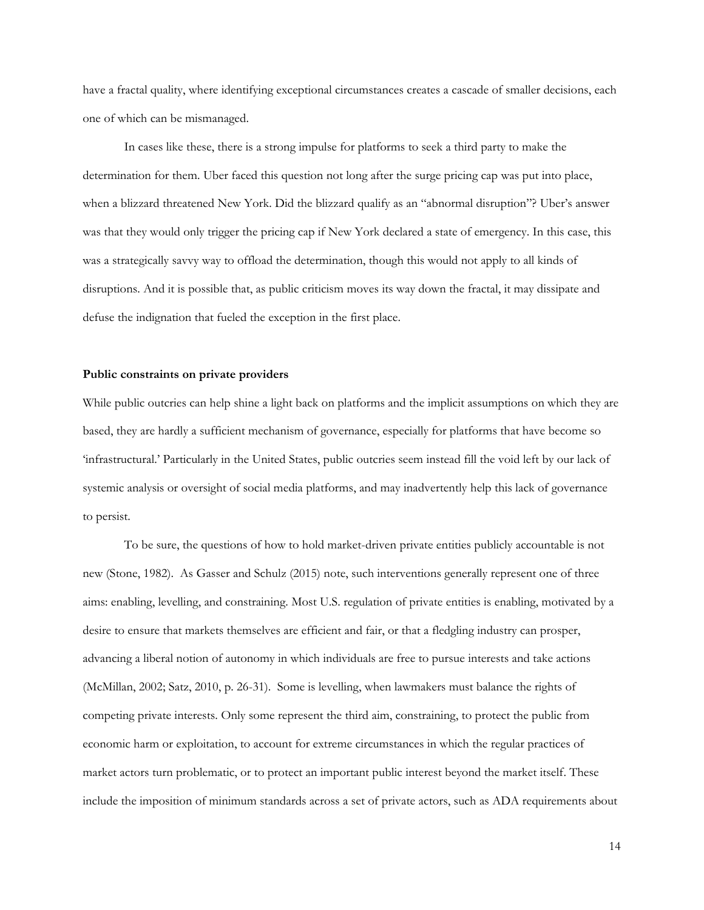have a fractal quality, where identifying exceptional circumstances creates a cascade of smaller decisions, each one of which can be mismanaged.

In cases like these, there is a strong impulse for platforms to seek a third party to make the determination for them. Uber faced this question not long after the surge pricing cap was put into place, when a blizzard threatened New York. Did the blizzard qualify as an "abnormal disruption"? Uber's answer was that they would only trigger the pricing cap if New York declared a state of emergency. In this case, this was a strategically savvy way to offload the determination, though this would not apply to all kinds of disruptions. And it is possible that, as public criticism moves its way down the fractal, it may dissipate and defuse the indignation that fueled the exception in the first place.

**Public constraints on private providers**

While public outcries can help shine a light back on platforms and the implicit assumptions on which they are based, they are hardly a sufficient mechanism of governance, especially for platforms that have become so 'infrastructural.' Particularly in the United States, public outcries seem instead fill the void left by our lack of systemic analysis or oversight of social media platforms, and may inadvertently help this lack of governance to persist.

To be sure, the questions of how to hold market-driven private entities publicly accountable is not new (Stone, 1982). As Gasser and Schulz (2015) note, such interventions generally represent one of three aims: enabling, levelling, and constraining. Most U.S. regulation of private entities is enabling, motivated by a desire to ensure that markets themselves are efficient and fair, or that a fledgling industry can prosper, advancing a liberal notion of autonomy in which individuals are free to pursue interests and take actions (McMillan, 2002; Satz, 2010, p. 26-31). Some is levelling, when lawmakers must balance the rights of competing private interests. Only some represent the third aim, constraining, to protect the public from economic harm or exploitation, to account for extreme circumstances in which the regular practices of market actors turn problematic, or to protect an important public interest beyond the market itself. These include the imposition of minimum standards across a set of private actors, such as ADA requirements about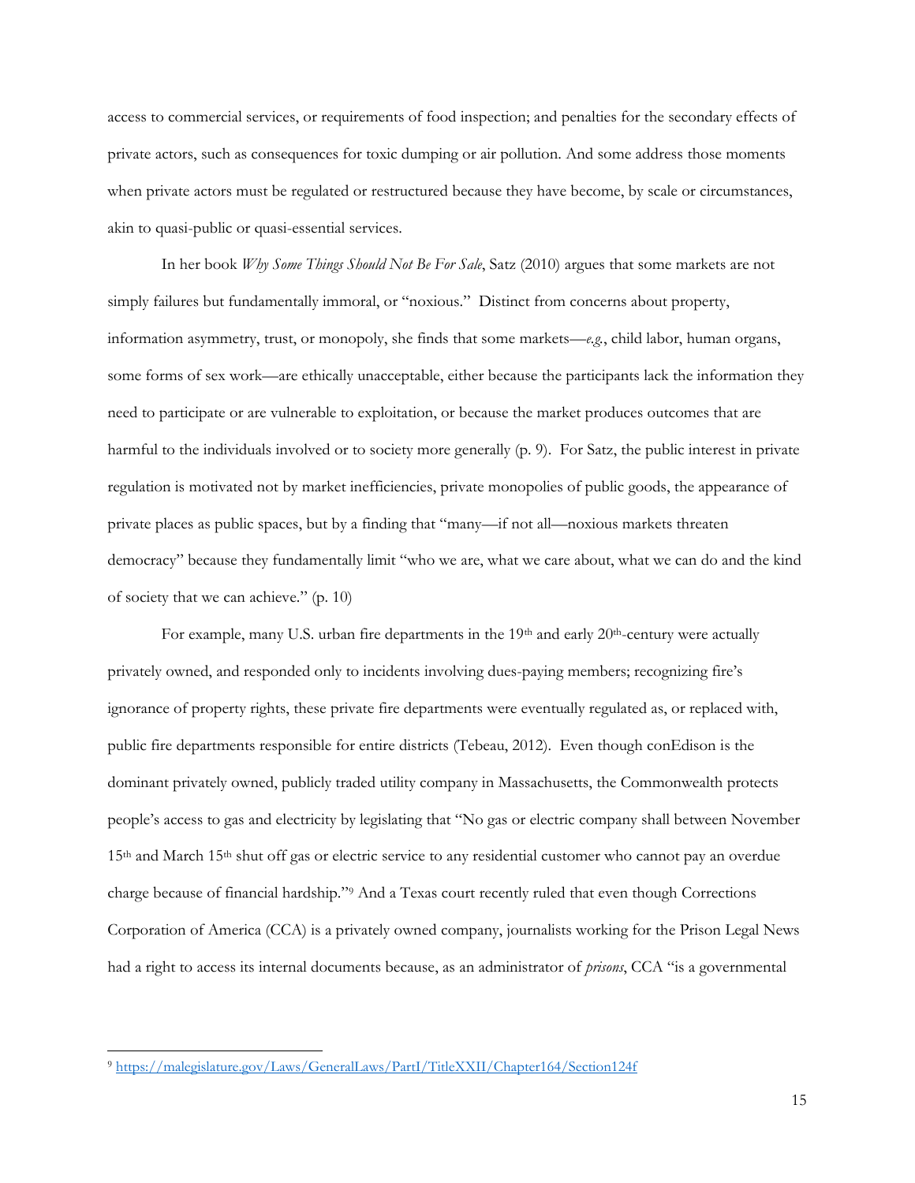access to commercial services, or requirements of food inspection; and penalties for the secondary effects of private actors, such as consequences for toxic dumping or air pollution. And some address those moments when private actors must be regulated or restructured because they have become, by scale or circumstances, akin to quasi-public or quasi-essential services.

In her book *Why Some Things Should Not Be For Sale*, Satz (2010) argues that some markets are not simply failures but fundamentally immoral, or "noxious." Distinct from concerns about property, information asymmetry, trust, or monopoly, she finds that some markets—*e.g.*, child labor, human organs, some forms of sex work—are ethically unacceptable, either because the participants lack the information they need to participate or are vulnerable to exploitation, or because the market produces outcomes that are harmful to the individuals involved or to society more generally (p. 9). For Satz, the public interest in private regulation is motivated not by market inefficiencies, private monopolies of public goods, the appearance of private places as public spaces, but by a finding that "many—if not all—noxious markets threaten democracy" because they fundamentally limit "who we are, what we care about, what we can do and the kind of society that we can achieve." (p. 10)

For example, many U.S. urban fire departments in the 19th and early 20th-century were actually privately owned, and responded only to incidents involving dues-paying members; recognizing fire's ignorance of property rights, these private fire departments were eventually regulated as, or replaced with, public fire departments responsible for entire districts (Tebeau, 2012). Even though conEdison is the dominant privately owned, publicly traded utility company in Massachusetts, the Commonwealth protects people's access to gas and electricity by legislating that "No gas or electric company shall between November 15th and March 15th shut off gas or electric service to any residential customer who cannot pay an overdue charge because of financial hardship."[9] And a Texas court recently ruled that even though Corrections Corporation of America (CCA) is a privately owned company, journalists working for the Prison Legal News had a right to access its internal documents because, as an administrator of *prisons*, CCA "is a governmental

[9] https://malegislature.gov/Laws/GeneralLaws/PartI/TitleXXII/Chapter164/Section124f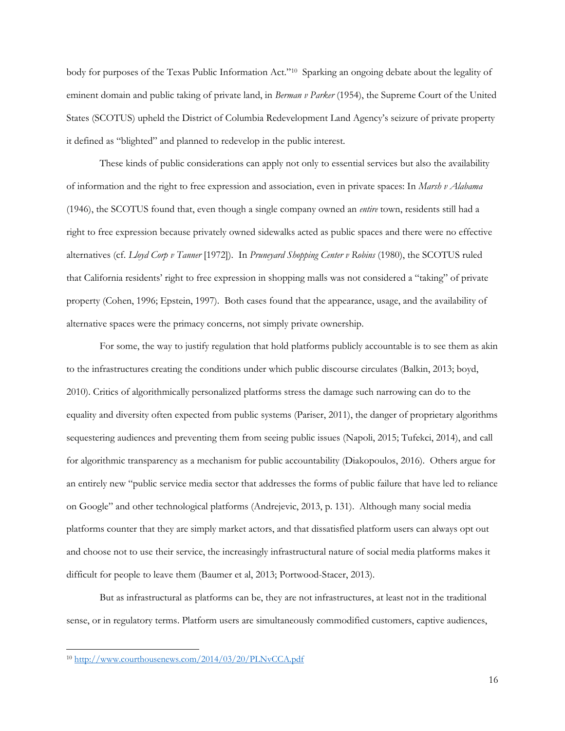body for purposes of the Texas Public Information Act."[10] Sparking an ongoing debate about the legality of eminent domain and public taking of private land, in *Berman v Parker* (1954), the Supreme Court of the United States (SCOTUS) upheld the District of Columbia Redevelopment Land Agency's seizure of private property it defined as "blighted" and planned to redevelop in the public interest.

These kinds of public considerations can apply not only to essential services but also the availability of information and the right to free expression and association, even in private spaces: In *Marsh v Alabama* (1946), the SCOTUS found that, even though a single company owned an *entire* town, residents still had a right to free expression because privately owned sidewalks acted as public spaces and there were no effective alternatives (cf. *Lloyd Corp v Tanner* [1972]). In *Pruneyard Shopping Center v Robins* (1980), the SCOTUS ruled that California residents' right to free expression in shopping malls was not considered a "taking" of private property (Cohen, 1996; Epstein, 1997). Both cases found that the appearance, usage, and the availability of alternative spaces were the primacy concerns, not simply private ownership.

For some, the way to justify regulation that hold platforms publicly accountable is to see them as akin to the infrastructures creating the conditions under which public discourse circulates (Balkin, 2013; boyd, 2010). Critics of algorithmically personalized platforms stress the damage such narrowing can do to the equality and diversity often expected from public systems (Pariser, 2011), the danger of proprietary algorithms sequestering audiences and preventing them from seeing public issues (Napoli, 2015; Tufekci, 2014), and call for algorithmic transparency as a mechanism for public accountability (Diakopoulos, 2016). Others argue for an entirely new "public service media sector that addresses the forms of public failure that have led to reliance on Google" and other technological platforms (Andrejevic, 2013, p. 131). Although many social media platforms counter that they are simply market actors, and that dissatisfied platform users can always opt out and choose not to use their service, the increasingly infrastructural nature of social media platforms makes it difficult for people to leave them (Baumer et al, 2013; Portwood-Stacer, 2013).

But as infrastructural as platforms can be, they are not infrastructures, at least not in the traditional sense, or in regulatory terms. Platform users are simultaneously commodified customers, captive audiences,

---

[10] http://www.courthousenews.com/2014/03/20/PLNvCCA.pdf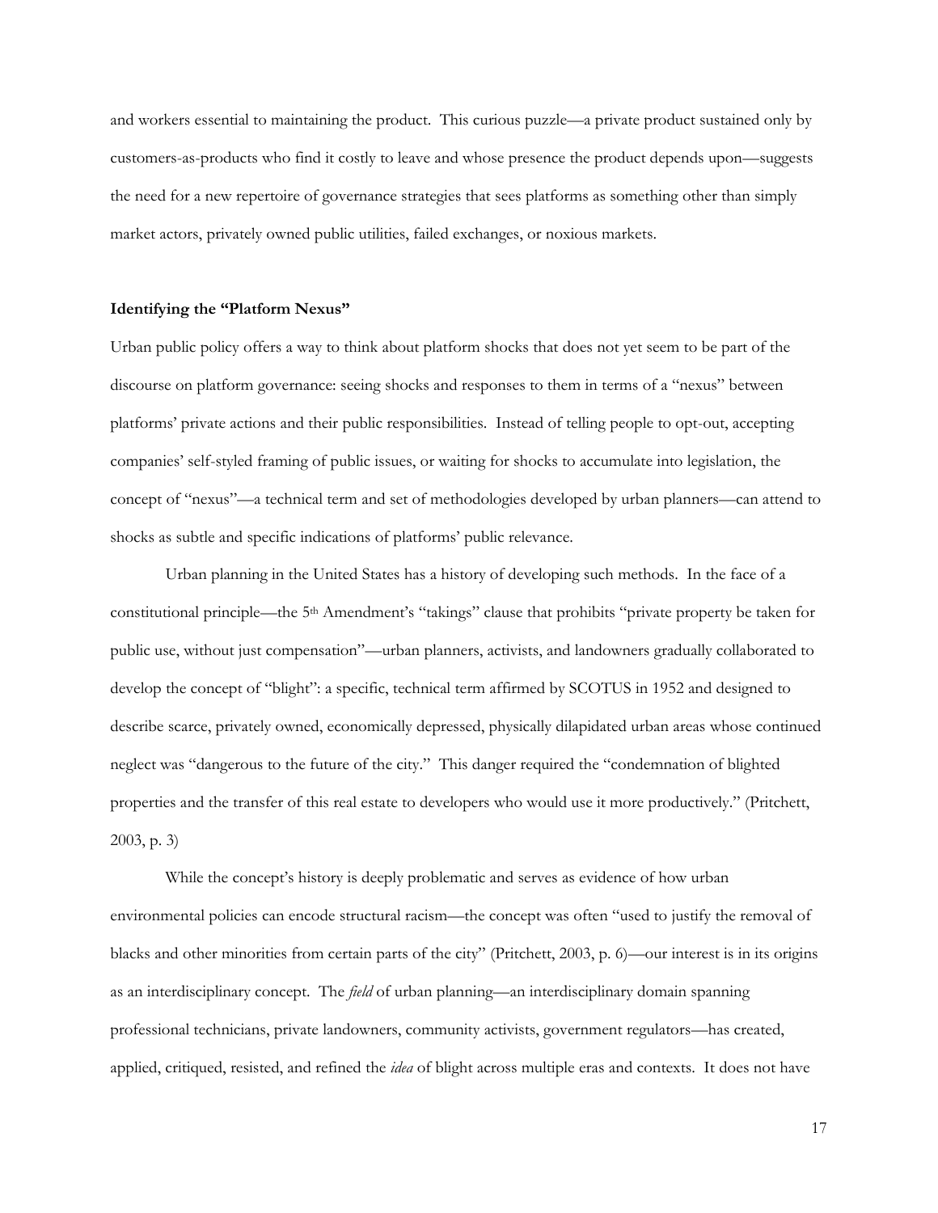and workers essential to maintaining the product. This curious puzzle—a private product sustained only by customers-as-products who find it costly to leave and whose presence the product depends upon—suggests the need for a new repertoire of governance strategies that sees platforms as something other than simply market actors, privately owned public utilities, failed exchanges, or noxious markets.

**Identifying the "Platform Nexus"**

Urban public policy offers a way to think about platform shocks that does not yet seem to be part of the discourse on platform governance: seeing shocks and responses to them in terms of a "nexus" between platforms' private actions and their public responsibilities. Instead of telling people to opt-out, accepting companies' self-styled framing of public issues, or waiting for shocks to accumulate into legislation, the concept of "nexus"—a technical term and set of methodologies developed by urban planners—can attend to shocks as subtle and specific indications of platforms' public relevance.

Urban planning in the United States has a history of developing such methods. In the face of a constitutional principle—the 5th Amendment's "takings" clause that prohibits "private property be taken for public use, without just compensation"—urban planners, activists, and landowners gradually collaborated to develop the concept of "blight": a specific, technical term affirmed by SCOTUS in 1952 and designed to describe scarce, privately owned, economically depressed, physically dilapidated urban areas whose continued neglect was "dangerous to the future of the city." This danger required the "condemnation of blighted properties and the transfer of this real estate to developers who would use it more productively." (Pritchett, 2003, p. 3)

While the concept's history is deeply problematic and serves as evidence of how urban environmental policies can encode structural racism—the concept was often "used to justify the removal of blacks and other minorities from certain parts of the city" (Pritchett, 2003, p. 6)—our interest is in its origins as an interdisciplinary concept. The *field* of urban planning—an interdisciplinary domain spanning professional technicians, private landowners, community activists, government regulators—has created, applied, critiqued, resisted, and refined the *idea* of blight across multiple eras and contexts. It does not have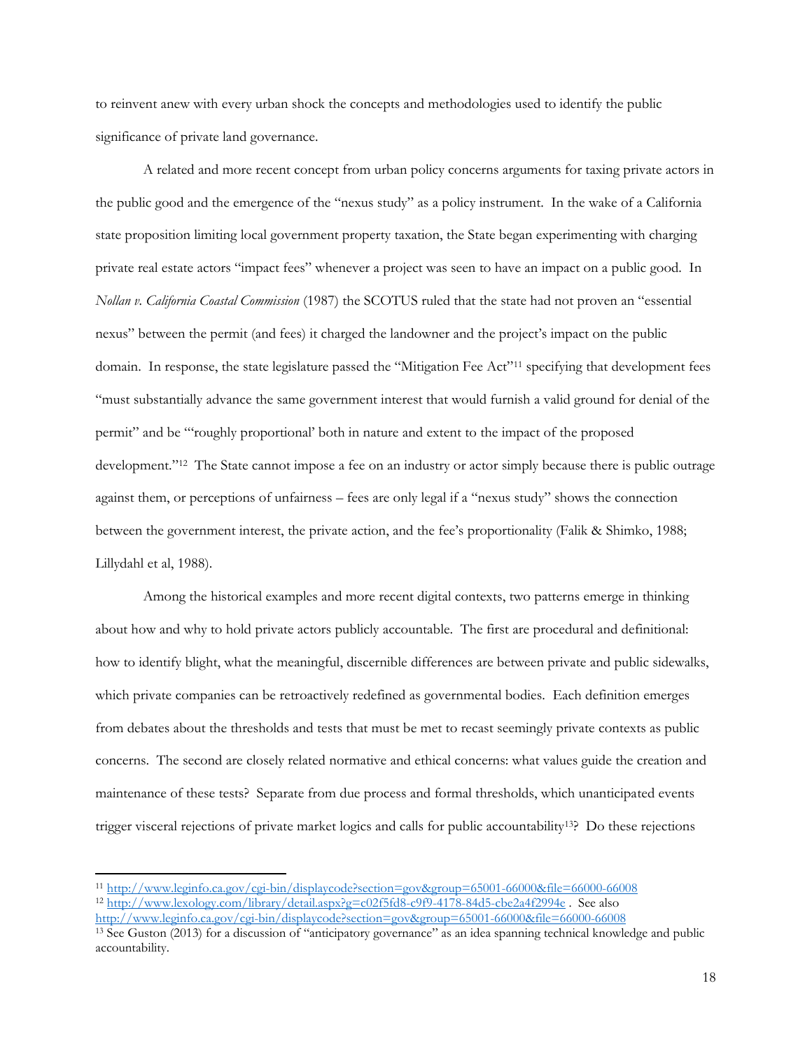to reinvent anew with every urban shock the concepts and methodologies used to identify the public significance of private land governance.

A related and more recent concept from urban policy concerns arguments for taxing private actors in the public good and the emergence of the "nexus study" as a policy instrument. In the wake of a California state proposition limiting local government property taxation, the State began experimenting with charging private real estate actors "impact fees" whenever a project was seen to have an impact on a public good. In *Nollan v. California Coastal Commission* (1987) the SCOTUS ruled that the state had not proven an "essential nexus" between the permit (and fees) it charged the landowner and the project's impact on the public domain. In response, the state legislature passed the "Mitigation Fee Act"[11] specifying that development fees "must substantially advance the same government interest that would furnish a valid ground for denial of the permit" and be "'roughly proportional' both in nature and extent to the impact of the proposed development."[12] The State cannot impose a fee on an industry or actor simply because there is public outrage against them, or perceptions of unfairness – fees are only legal if a "nexus study" shows the connection between the government interest, the private action, and the fee's proportionality (Falik & Shimko, 1988; Lillydahl et al, 1988).

Among the historical examples and more recent digital contexts, two patterns emerge in thinking about how and why to hold private actors publicly accountable. The first are procedural and definitional: how to identify blight, what the meaningful, discernible differences are between private and public sidewalks, which private companies can be retroactively redefined as governmental bodies. Each definition emerges from debates about the thresholds and tests that must be met to recast seemingly private contexts as public concerns. The second are closely related normative and ethical concerns: what values guide the creation and maintenance of these tests? Separate from due process and formal thresholds, which unanticipated events trigger visceral rejections of private market logics and calls for public accountability[13]? Do these rejections

---

[11] http://www.leginfo.ca.gov/cgi-bin/displaycode?section=gov&group=65001-66000&file=66000-66008

[12] http://www.lexology.com/library/detail.aspx?g=c02f5fd8-c9f9-4178-84d5-cbe2a4f2994e . See also http://www.leginfo.ca.gov/cgi-bin/displaycode?section=gov&group=65001-66000&file=66000-66008

[13] See Guston (2013) for a discussion of "anticipatory governance" as an idea spanning technical knowledge and public accountability.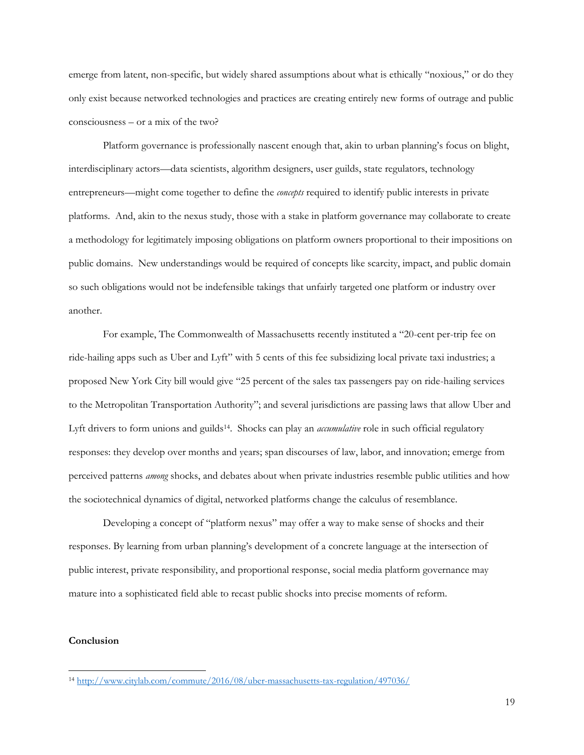emerge from latent, non-specific, but widely shared assumptions about what is ethically "noxious," or do they only exist because networked technologies and practices are creating entirely new forms of outrage and public consciousness – or a mix of the two?

Platform governance is professionally nascent enough that, akin to urban planning's focus on blight, interdisciplinary actors—data scientists, algorithm designers, user guilds, state regulators, technology entrepreneurs—might come together to define the *concepts* required to identify public interests in private platforms. And, akin to the nexus study, those with a stake in platform governance may collaborate to create a methodology for legitimately imposing obligations on platform owners proportional to their impositions on public domains. New understandings would be required of concepts like scarcity, impact, and public domain so such obligations would not be indefensible takings that unfairly targeted one platform or industry over another.

For example, The Commonwealth of Massachusetts recently instituted a "20-cent per-trip fee on ride-hailing apps such as Uber and Lyft" with 5 cents of this fee subsidizing local private taxi industries; a proposed New York City bill would give "25 percent of the sales tax passengers pay on ride-hailing services to the Metropolitan Transportation Authority"; and several jurisdictions are passing laws that allow Uber and Lyft drivers to form unions and guilds[14]. Shocks can play an *accumulative* role in such official regulatory responses: they develop over months and years; span discourses of law, labor, and innovation; emerge from perceived patterns *among* shocks, and debates about when private industries resemble public utilities and how the sociotechnical dynamics of digital, networked platforms change the calculus of resemblance.

Developing a concept of "platform nexus" may offer a way to make sense of shocks and their responses. By learning from urban planning's development of a concrete language at the intersection of public interest, private responsibility, and proportional response, social media platform governance may mature into a sophisticated field able to recast public shocks into precise moments of reform.

**Conclusion**

---

[14] http://www.citylab.com/commute/2016/08/uber-massachusetts-tax-regulation/497036/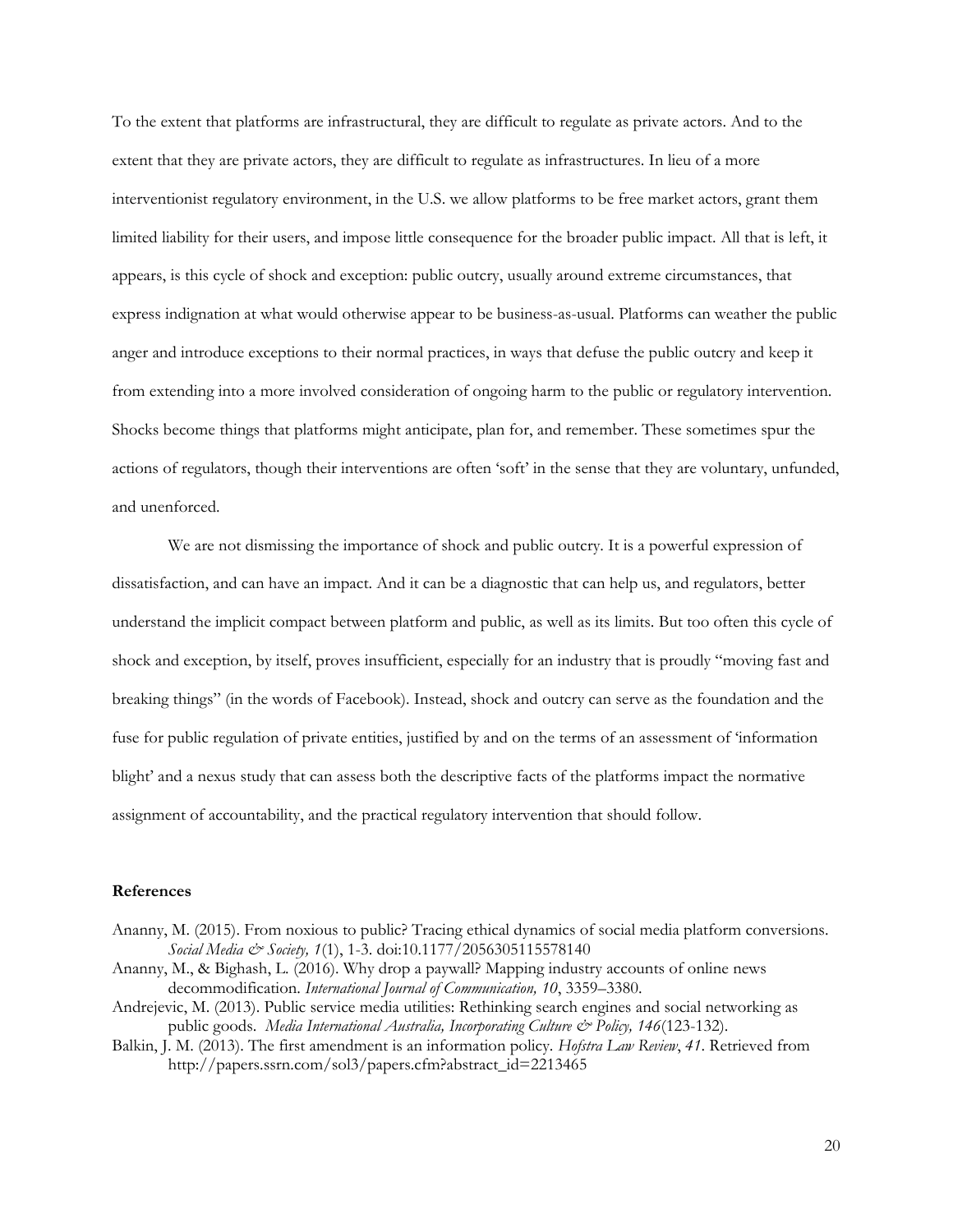To the extent that platforms are infrastructural, they are difficult to regulate as private actors. And to the extent that they are private actors, they are difficult to regulate as infrastructures. In lieu of a more interventionist regulatory environment, in the U.S. we allow platforms to be free market actors, grant them limited liability for their users, and impose little consequence for the broader public impact. All that is left, it appears, is this cycle of shock and exception: public outcry, usually around extreme circumstances, that express indignation at what would otherwise appear to be business-as-usual. Platforms can weather the public anger and introduce exceptions to their normal practices, in ways that defuse the public outcry and keep it from extending into a more involved consideration of ongoing harm to the public or regulatory intervention. Shocks become things that platforms might anticipate, plan for, and remember. These sometimes spur the actions of regulators, though their interventions are often 'soft' in the sense that they are voluntary, unfunded, and unenforced.

We are not dismissing the importance of shock and public outcry. It is a powerful expression of dissatisfaction, and can have an impact. And it can be a diagnostic that can help us, and regulators, better understand the implicit compact between platform and public, as well as its limits. But too often this cycle of shock and exception, by itself, proves insufficient, especially for an industry that is proudly "moving fast and breaking things" (in the words of Facebook). Instead, shock and outcry can serve as the foundation and the fuse for public regulation of private entities, justified by and on the terms of an assessment of 'information blight' and a nexus study that can assess both the descriptive facts of the platforms impact the normative assignment of accountability, and the practical regulatory intervention that should follow.

**References**

Ananny, M. (2015). From noxious to public? Tracing ethical dynamics of social media platform conversions. *Social Media & Society, 1*(1), 1-3. doi:10.1177/2056305115578140

Ananny, M., & Bighash, L. (2016). Why drop a paywall? Mapping industry accounts of online news decommodification. *International Journal of Communication, 10*, 3359–3380.

Andrejevic, M. (2013). Public service media utilities: Rethinking search engines and social networking as public goods. *Media International Australia, Incorporating Culture & Policy, 146*(123-132).

Balkin, J. M. (2013). The first amendment is an information policy. *Hofstra Law Review*, *41*. Retrieved from http://papers.ssrn.com/sol3/papers.cfm?abstract_id=2213465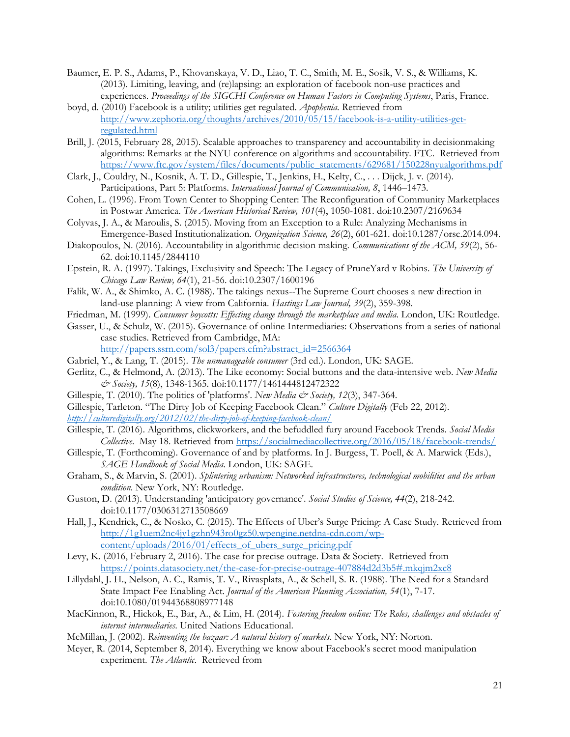Baumer, E. P. S., Adams, P., Khovanskaya, V. D., Liao, T. C., Smith, M. E., Sosik, V. S., & Williams, K. (2013). Limiting, leaving, and (re)lapsing: an exploration of facebook non-use practices and experiences. *Proceedings of the SIGCHI Conference on Human Factors in Computing Systems*, Paris, France.

boyd, d. (2010) Facebook is a utility; utilities get regulated. *Apophenia.* Retrieved from http://www.zephoria.org/thoughts/archives/2010/05/15/facebook-is-a-utility-utilities-get-regulated.html

Brill, J. (2015, February 28, 2015). Scalable approaches to transparency and accountability in decisionmaking algorithms: Remarks at the NYU conference on algorithms and accountability. FTC. Retrieved from https://www.ftc.gov/system/files/documents/public_statements/629681/150228nyualgorithms.pdf

Clark, J., Couldry, N., Kosnik, A. T. D., Gillespie, T., Jenkins, H., Kelty, C., . . . Dijck, J. v. (2014). Participations, Part 5: Platforms. *International Journal of Communication, 8*, 1446–1473.

Cohen, L. (1996). From Town Center to Shopping Center: The Reconfiguration of Community Marketplaces in Postwar America. *The American Historical Review, 101*(4), 1050-1081. doi:10.2307/2169634

Colyvas, J. A., & Maroulis, S. (2015). Moving from an Exception to a Rule: Analyzing Mechanisms in Emergence-Based Institutionalization. *Organization Science, 26*(2), 601-621. doi:10.1287/orsc.2014.094.

Diakopoulos, N. (2016). Accountability in algorithmic decision making. *Communications of the ACM, 59*(2), 56-62. doi:10.1145/2844110

Epstein, R. A. (1997). Takings, Exclusivity and Speech: The Legacy of PruneYard v Robins. *The University of Chicago Law Review, 64*(1), 21-56. doi:10.2307/1600196

Falik, W. A., & Shimko, A. C. (1988). The takings nexus--The Supreme Court chooses a new direction in land-use planning: A view from California. *Hastings Law Journal, 39*(2), 359-398.

Friedman, M. (1999). *Consumer boycotts: Effecting change through the marketplace and media*. London, UK: Routledge.

Gasser, U., & Schulz, W. (2015). Governance of online Intermediaries: Observations from a series of national case studies. Retrieved from Cambridge, MA: http://papers.ssrn.com/sol3/papers.cfm?abstract_id=2566364

Gabriel, Y., & Lang, T. (2015). *The unmanageable consumer* (3rd ed.). London, UK: SAGE.

Gerlitz, C., & Helmond, A. (2013). The Like economy: Social buttons and the data-intensive web. *New Media & Society, 15*(8), 1348-1365. doi:10.1177/1461444812472322

Gillespie, T. (2010). The politics of 'platforms'. *New Media & Society, 12*(3), 347-364.

Gillespie, Tarleton. "The Dirty Job of Keeping Facebook Clean." *Culture Digitally* (Feb 22, 2012). *http://culturedigitally.org/2012/02/the-dirty-job-of-keeping-facebook-clean/*

Gillespie, T. (2016). Algorithms, clickworkers, and the befuddled fury around Facebook Trends. *Social Media Collective*. May 18. Retrieved from https://socialmediacollective.org/2016/05/18/facebook-trends/

Gillespie, T. (Forthcoming). Governance of and by platforms. In J. Burgess, T. Poell, & A. Marwick (Eds.), *SAGE Handbook of Social Media*. London, UK: SAGE.

Graham, S., & Marvin, S. (2001). *Splintering urbanism: Networked infrastructures, technological mobilities and the urban condition*. New York, NY: Routledge.

Guston, D. (2013). Understanding 'anticipatory governance'. *Social Studies of Science, 44*(2), 218-242. doi:10.1177/0306312713508669

Hall, J., Kendrick, C., & Nosko, C. (2015). The Effects of Uber's Surge Pricing: A Case Study. Retrieved from http://1g1uem2nc4jy1gzhn943ro0gz50.wpengine.netdna-cdn.com/wp-content/uploads/2016/01/effects_of_ubers_surge_pricing.pdf

Levy, K. (2016, February 2, 2016). The case for precise outrage. Data & Society. Retrieved from https://points.datasociety.net/the-case-for-precise-outrage-407884d2d3b5#.mkqjm2xc8

Lillydahl, J. H., Nelson, A. C., Ramis, T. V., Rivasplata, A., & Schell, S. R. (1988). The Need for a Standard State Impact Fee Enabling Act. *Journal of the American Planning Association, 54*(1), 7-17. doi:10.1080/01944368808977148

MacKinnon, R., Hickok, E., Bar, A., & Lim, H. (2014). *Fostering freedom online: The Roles, challenges and obstacles of internet intermediaries*. United Nations Educational.

McMillan, J. (2002). *Reinventing the bazaar: A natural history of markets*. New York, NY: Norton.

Meyer, R. (2014, September 8, 2014). Everything we know about Facebook's secret mood manipulation experiment. *The Atlantic*. Retrieved from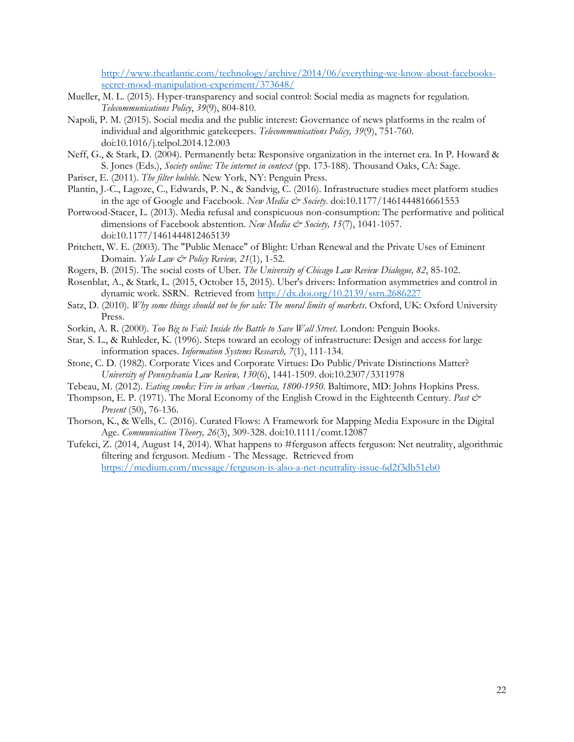http://www.theatlantic.com/technology/archive/2014/06/everything-we-know-about-facebooks-secret-mood-manipulation-experiment/373648/

Mueller, M. L. (2015). Hyper-transparency and social control: Social media as magnets for regulation. *Telecommunications Policy*, *39*(9), 804-810.

Napoli, P. M. (2015). Social media and the public interest: Governance of news platforms in the realm of individual and algorithmic gatekeepers. *Telecommunications Policy, 39*(9), 751-760. doi:10.1016/j.telpol.2014.12.003

Neff, G., & Stark, D. (2004). Permanently beta: Responsive organization in the internet era. In P. Howard & S. Jones (Eds.), *Society online: The internet in context* (pp. 173-188). Thousand Oaks, CA: Sage.

Pariser, E. (2011). *The filter bubble*. New York, NY: Penguin Press.

Plantin, J.-C., Lagoze, C., Edwards, P. N., & Sandvig, C. (2016). Infrastructure studies meet platform studies in the age of Google and Facebook. *New Media & Society*. doi:10.1177/1461444816661553

Portwood-Stacer, L. (2013). Media refusal and conspicuous non-consumption: The performative and political dimensions of Facebook abstention. *New Media & Society, 15*(7), 1041-1057. doi:10.1177/1461444812465139

Pritchett, W. E. (2003). The "Public Menace" of Blight: Urban Renewal and the Private Uses of Eminent Domain. *Yale Law & Policy Review, 21*(1), 1-52.

Rogers, B. (2015). The social costs of Uber. *The University of Chicago Law Review Dialogue, 82*, 85-102.

Rosenblat, A., & Stark, L. (2015, October 15, 2015). Uber's drivers: Information asymmetries and control in dynamic work. SSRN. Retrieved from http://dx.doi.org/10.2139/ssrn.2686227

Satz, D. (2010). *Why some things should not be for sale: The moral limits of markets*. Oxford, UK: Oxford University Press.

Sorkin, A. R. (2000). *Too Big to Fail: Inside the Battle to Save Wall Street*. London: Penguin Books.

Star, S. L., & Ruhleder, K. (1996). Steps toward an ecology of infrastructure: Design and access for large information spaces. *Information Systems Research, 7*(1), 111-134.

Stone, C. D. (1982). Corporate Vices and Corporate Virtues: Do Public/Private Distinctions Matter? *University of Pennsylvania Law Review, 130*(6), 1441-1509. doi:10.2307/3311978

Tebeau, M. (2012). *Eating smoke: Fire in urban America, 1800-1950*. Baltimore, MD: Johns Hopkins Press.

Thompson, E. P. (1971). The Moral Economy of the English Crowd in the Eighteenth Century. *Past & Present* (50), 76-136.

Thorson, K., & Wells, C. (2016). Curated Flows: A Framework for Mapping Media Exposure in the Digital Age. *Communication Theory, 26*(3), 309-328. doi:10.1111/comt.12087

Tufekci, Z. (2014, August 14, 2014). What happens to #ferguson affects ferguson: Net neutrality, algorithmic filtering and ferguson. Medium - The Message. Retrieved from https://medium.com/message/ferguson-is-also-a-net-neutrality-issue-6d2f3db51eb0